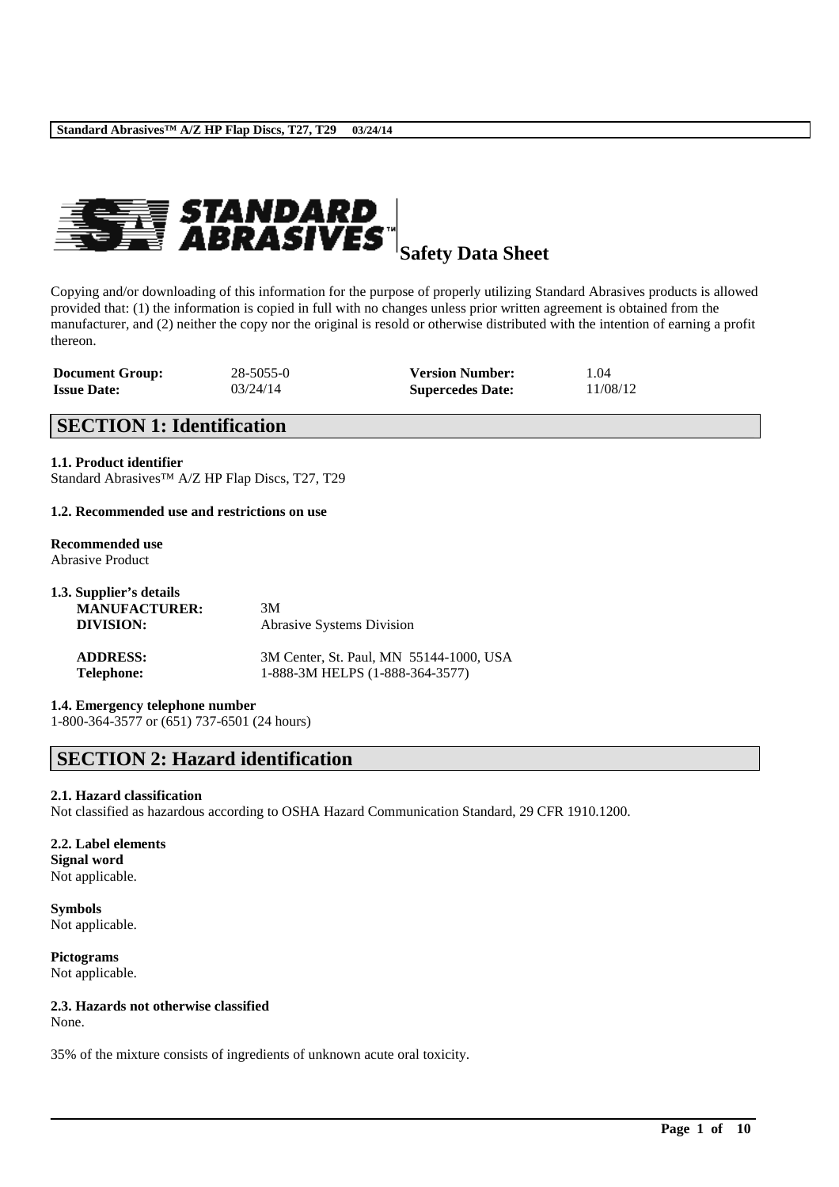# Safety Data Sheet

Copying and/or downloading of this information for the purpose of properly utilizing Standard Abrasives products is allowed provided that: (1) the information is copied in full with no changes unless prior written agreement is obtained from the manufacturer, and (2) neither the copy nor the original is resold or otherwise distributed with the intention of earning a profit thereon.

| | | | |
|---|---|---|---|
| **Document Group:** | 28-5055-0 | **Version Number:** | 1.04 |
| **Issue Date:** | 03/24/14 | **Supercedes Date:** | 11/08/12 |

## SECTION 1: Identification

**1.1. Product identifier**
Standard Abrasives™ A/Z HP Flap Discs, T27, T29

**1.2. Recommended use and restrictions on use**

**Recommended use**
Abrasive Product

**1.3. Supplier's details**

| | |
|---|---|
| **MANUFACTURER:** | 3M |
| **DIVISION:** | Abrasive Systems Division |
| **ADDRESS:** | 3M Center, St. Paul, MN 55144-1000, USA |
| **Telephone:** | 1-888-3M HELPS (1-888-364-3577) |

**1.4. Emergency telephone number**
1-800-364-3577 or (651) 737-6501 (24 hours)

## SECTION 2: Hazard identification

**2.1. Hazard classification**
Not classified as hazardous according to OSHA Hazard Communication Standard, 29 CFR 1910.1200.

**2.2. Label elements**
**Signal word**
Not applicable.

**Symbols**
Not applicable.

**Pictograms**
Not applicable.

**2.3. Hazards not otherwise classified**
None.

35% of the mixture consists of ingredients of unknown acute oral toxicity.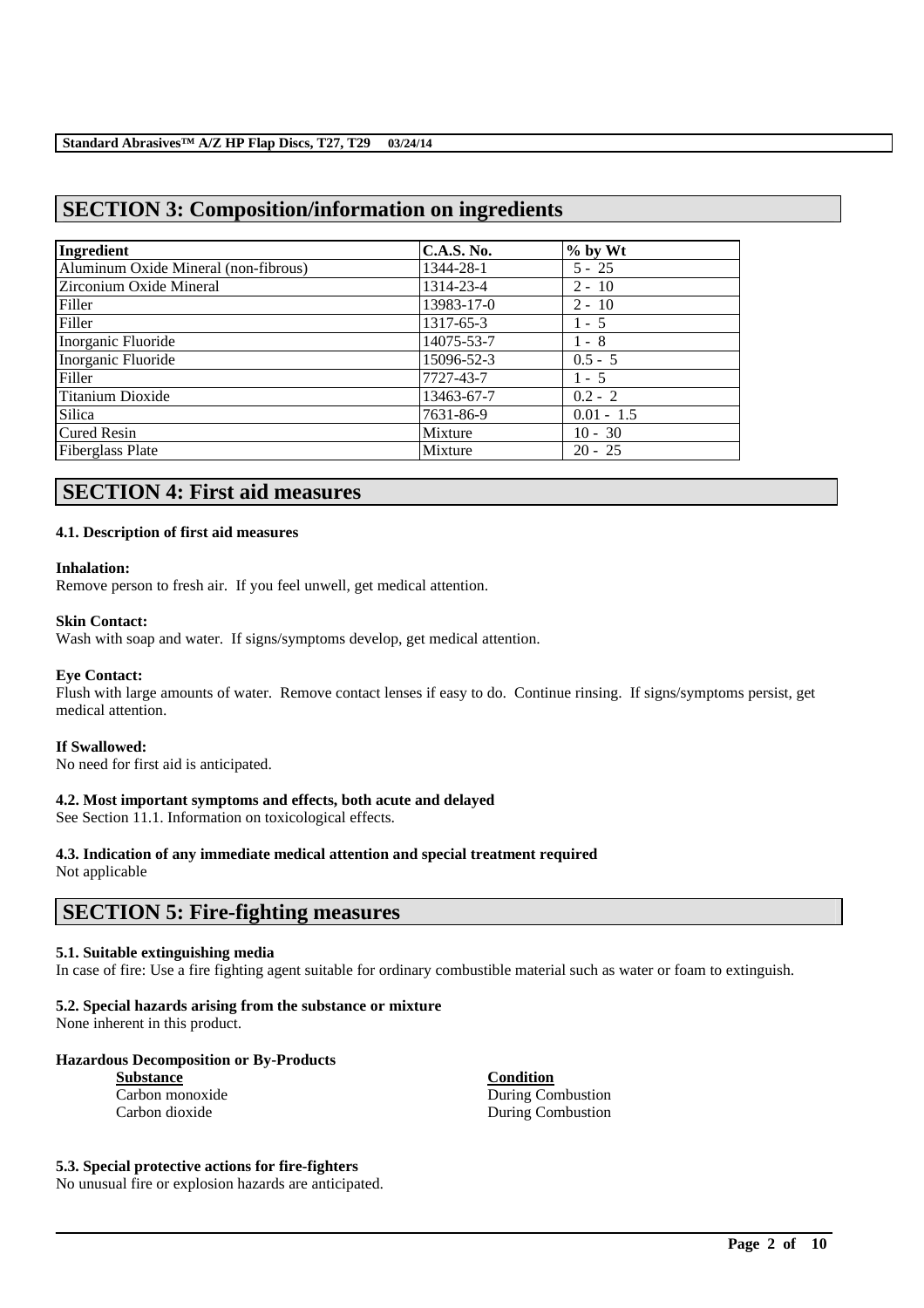# SECTION 3: Composition/information on ingredients

| Ingredient | C.A.S. No. | % by Wt |
|---|---|---|
| Aluminum Oxide Mineral (non-fibrous) | 1344-28-1 | 5 - 25 |
| Zirconium Oxide Mineral | 1314-23-4 | 2 - 10 |
| Filler | 13983-17-0 | 2 - 10 |
| Filler | 1317-65-3 | 1 - 5 |
| Inorganic Fluoride | 14075-53-7 | 1 - 8 |
| Inorganic Fluoride | 15096-52-3 | 0.5 - 5 |
| Filler | 7727-43-7 | 1 - 5 |
| Titanium Dioxide | 13463-67-7 | 0.2 - 2 |
| Silica | 7631-86-9 | 0.01 - 1.5 |
| Cured Resin | Mixture | 10 - 30 |
| Fiberglass Plate | Mixture | 20 - 25 |

# SECTION 4: First aid measures

### 4.1. Description of first aid measures

**Inhalation:**
Remove person to fresh air. If you feel unwell, get medical attention.

**Skin Contact:**
Wash with soap and water. If signs/symptoms develop, get medical attention.

**Eye Contact:**
Flush with large amounts of water. Remove contact lenses if easy to do. Continue rinsing. If signs/symptoms persist, get medical attention.

**If Swallowed:**
No need for first aid is anticipated.

### 4.2. Most important symptoms and effects, both acute and delayed
See Section 11.1. Information on toxicological effects.

### 4.3. Indication of any immediate medical attention and special treatment required
Not applicable

# SECTION 5: Fire-fighting measures

### 5.1. Suitable extinguishing media
In case of fire: Use a fire fighting agent suitable for ordinary combustible material such as water or foam to extinguish.

### 5.2. Special hazards arising from the substance or mixture
None inherent in this product.

**Hazardous Decomposition or By-Products**

| Substance | Condition |
|---|---|
| Carbon monoxide | During Combustion |
| Carbon dioxide | During Combustion |

### 5.3. Special protective actions for fire-fighters
No unusual fire or explosion hazards are anticipated.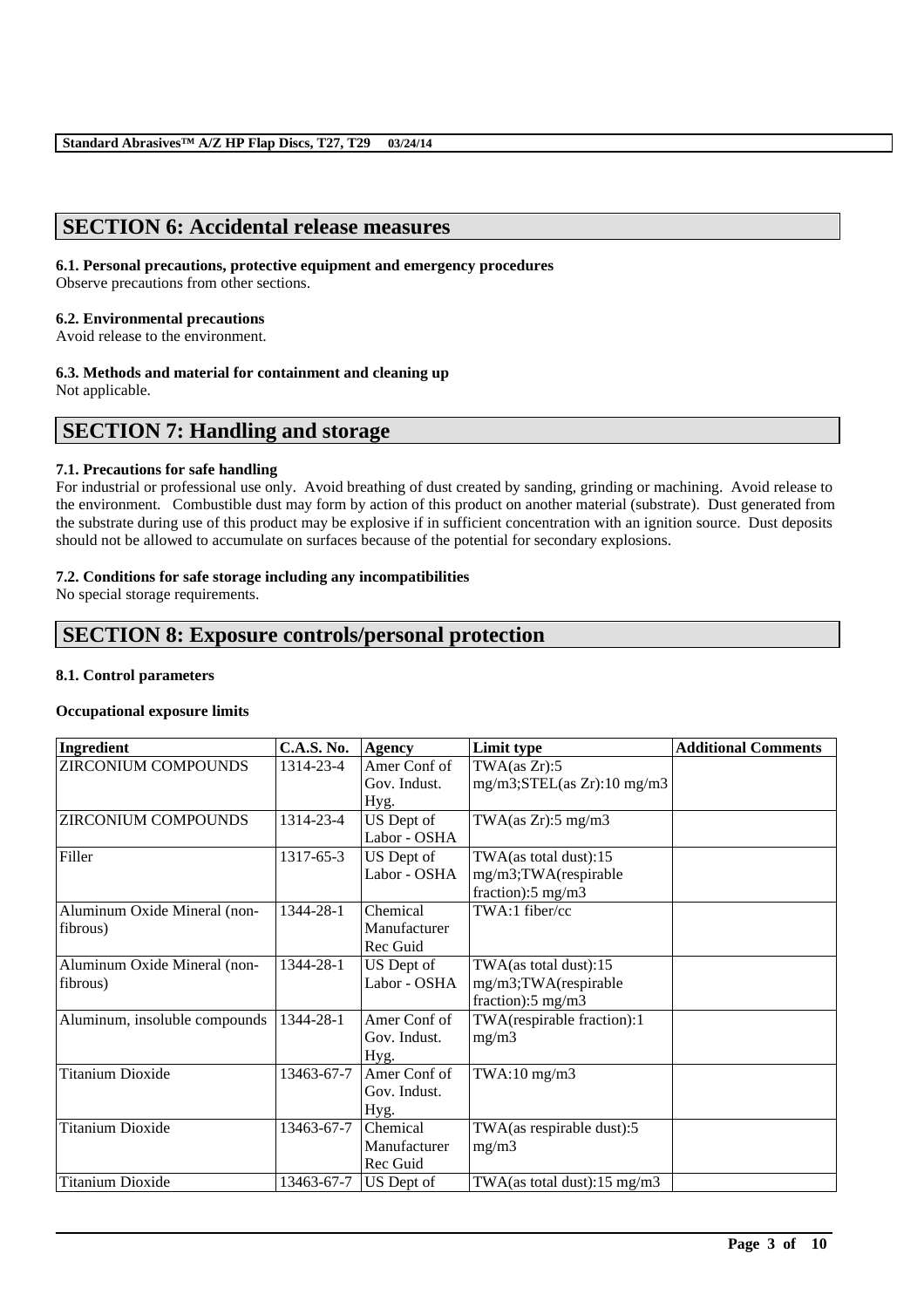## SECTION 6: Accidental release measures

### 6.1. Personal precautions, protective equipment and emergency procedures

Observe precautions from other sections.

### 6.2. Environmental precautions

Avoid release to the environment.

### 6.3. Methods and material for containment and cleaning up

Not applicable.

## SECTION 7: Handling and storage

### 7.1. Precautions for safe handling

For industrial or professional use only. Avoid breathing of dust created by sanding, grinding or machining. Avoid release to the environment. Combustible dust may form by action of this product on another material (substrate). Dust generated from the substrate during use of this product may be explosive if in sufficient concentration with an ignition source. Dust deposits should not be allowed to accumulate on surfaces because of the potential for secondary explosions.

### 7.2. Conditions for safe storage including any incompatibilities

No special storage requirements.

## SECTION 8: Exposure controls/personal protection

### 8.1. Control parameters

**Occupational exposure limits**

| Ingredient | C.A.S. No. | Agency | Limit type | Additional Comments |
|---|---|---|---|---|
| ZIRCONIUM COMPOUNDS | 1314-23-4 | Amer Conf of Gov. Indust. Hyg. | TWA(as Zr):5 mg/m3;STEL(as Zr):10 mg/m3 | |
| ZIRCONIUM COMPOUNDS | 1314-23-4 | US Dept of Labor - OSHA | TWA(as Zr):5 mg/m3 | |
| Filler | 1317-65-3 | US Dept of Labor - OSHA | TWA(as total dust):15 mg/m3;TWA(respirable fraction):5 mg/m3 | |
| Aluminum Oxide Mineral (non-fibrous) | 1344-28-1 | Chemical Manufacturer Rec Guid | TWA:1 fiber/cc | |
| Aluminum Oxide Mineral (non-fibrous) | 1344-28-1 | US Dept of Labor - OSHA | TWA(as total dust):15 mg/m3;TWA(respirable fraction):5 mg/m3 | |
| Aluminum, insoluble compounds | 1344-28-1 | Amer Conf of Gov. Indust. Hyg. | TWA(respirable fraction):1 mg/m3 | |
| Titanium Dioxide | 13463-67-7 | Amer Conf of Gov. Indust. Hyg. | TWA:10 mg/m3 | |
| Titanium Dioxide | 13463-67-7 | Chemical Manufacturer Rec Guid | TWA(as respirable dust):5 mg/m3 | |
| Titanium Dioxide | 13463-67-7 | US Dept of | TWA(as total dust):15 mg/m3 | |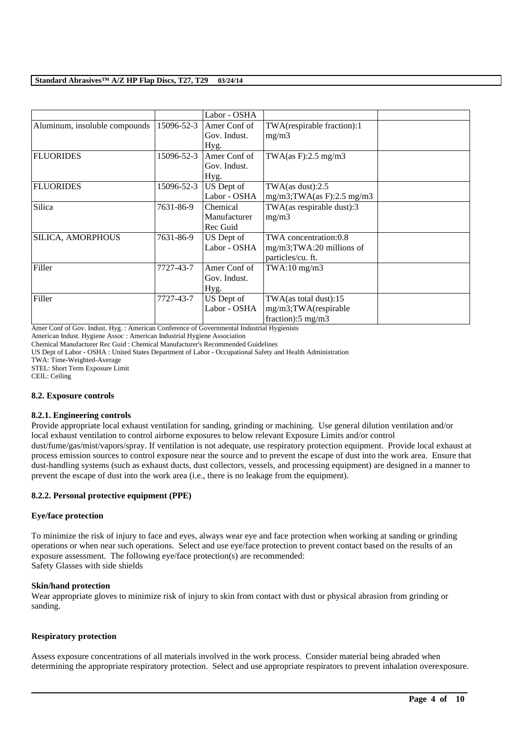| | | Labor - OSHA | | |
|---|---|---|---|---|
| Aluminum, insoluble compounds | 15096-52-3 | Amer Conf of Gov. Indust. Hyg. | TWA(respirable fraction):1 mg/m3 | |
| FLUORIDES | 15096-52-3 | Amer Conf of Gov. Indust. Hyg. | TWA(as F):2.5 mg/m3 | |
| FLUORIDES | 15096-52-3 | US Dept of Labor - OSHA | TWA(as dust):2.5 mg/m3;TWA(as F):2.5 mg/m3 | |
| Silica | 7631-86-9 | Chemical Manufacturer Rec Guid | TWA(as respirable dust):3 mg/m3 | |
| SILICA, AMORPHOUS | 7631-86-9 | US Dept of Labor - OSHA | TWA concentration:0.8 mg/m3;TWA:20 millions of particles/cu. ft. | |
| Filler | 7727-43-7 | Amer Conf of Gov. Indust. Hyg. | TWA:10 mg/m3 | |
| Filler | 7727-43-7 | US Dept of Labor - OSHA | TWA(as total dust):15 mg/m3;TWA(respirable fraction):5 mg/m3 | |

Amer Conf of Gov. Indust. Hyg. : American Conference of Governmental Industrial Hygienists
American Indust. Hygiene Assoc : American Industrial Hygiene Association
Chemical Manufacturer Rec Guid : Chemical Manufacturer's Recommended Guidelines
US Dept of Labor - OSHA : United States Department of Labor - Occupational Safety and Health Administration
TWA: Time-Weighted-Average
STEL: Short Term Exposure Limit
CEIL: Ceiling

### 8.2. Exposure controls

#### 8.2.1. Engineering controls

Provide appropriate local exhaust ventilation for sanding, grinding or machining. Use general dilution ventilation and/or local exhaust ventilation to control airborne exposures to below relevant Exposure Limits and/or control dust/fume/gas/mist/vapors/spray. If ventilation is not adequate, use respiratory protection equipment. Provide local exhaust at process emission sources to control exposure near the source and to prevent the escape of dust into the work area. Ensure that dust-handling systems (such as exhaust ducts, dust collectors, vessels, and processing equipment) are designed in a manner to prevent the escape of dust into the work area (i.e., there is no leakage from the equipment).

#### 8.2.2. Personal protective equipment (PPE)

**Eye/face protection**

To minimize the risk of injury to face and eyes, always wear eye and face protection when working at sanding or grinding operations or when near such operations. Select and use eye/face protection to prevent contact based on the results of an exposure assessment. The following eye/face protection(s) are recommended:
Safety Glasses with side shields

**Skin/hand protection**

Wear appropriate gloves to minimize risk of injury to skin from contact with dust or physical abrasion from grinding or sanding.

**Respiratory protection**

Assess exposure concentrations of all materials involved in the work process. Consider material being abraded when determining the appropriate respiratory protection. Select and use appropriate respirators to prevent inhalation overexposure.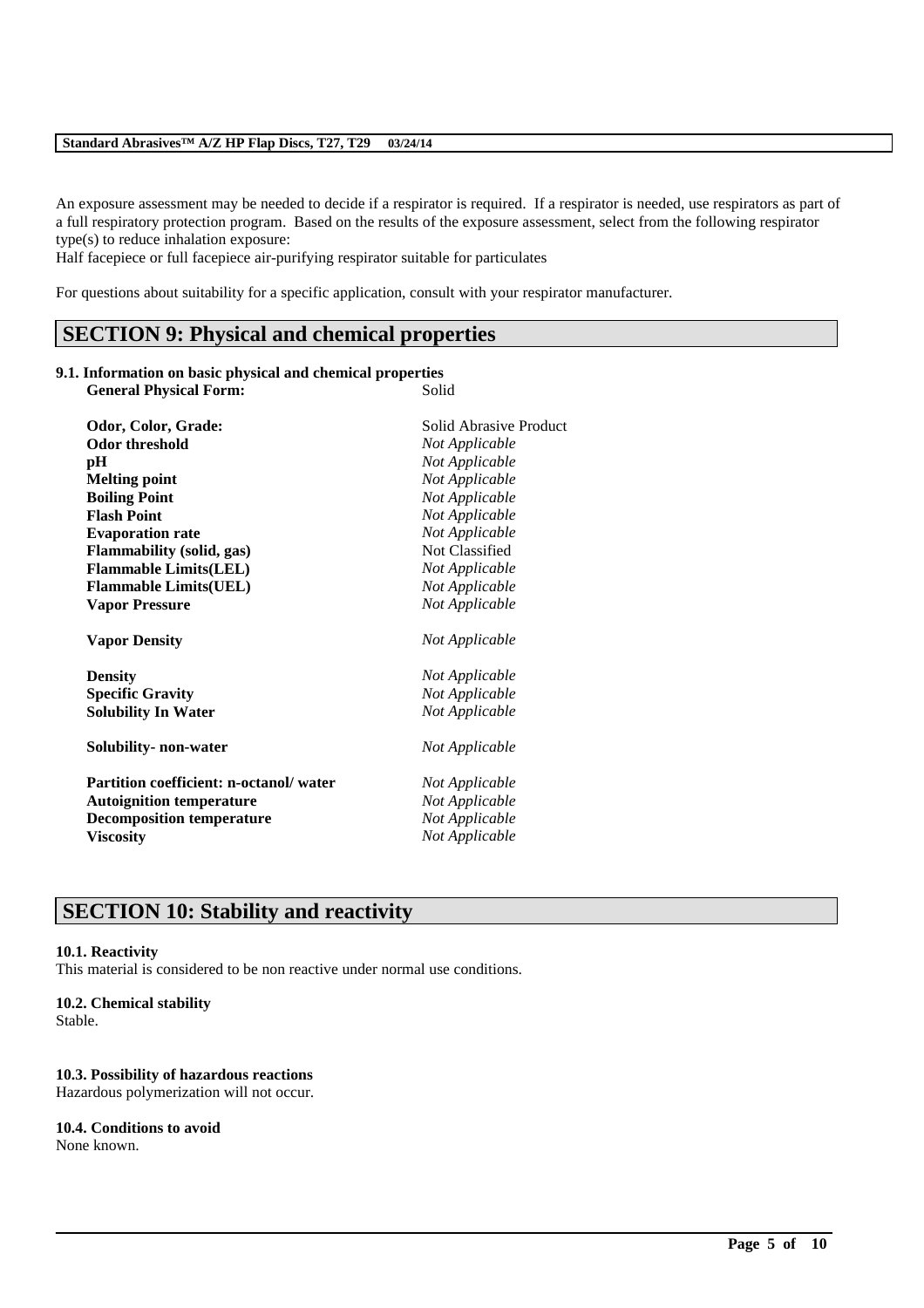An exposure assessment may be needed to decide if a respirator is required. If a respirator is needed, use respirators as part of a full respiratory protection program. Based on the results of the exposure assessment, select from the following respirator type(s) to reduce inhalation exposure:
Half facepiece or full facepiece air-purifying respirator suitable for particulates

For questions about suitability for a specific application, consult with your respirator manufacturer.

## SECTION 9: Physical and chemical properties

### 9.1. Information on basic physical and chemical properties

| Property | Value |
|---|---|
| **General Physical Form:** | Solid |
| **Odor, Color, Grade:** | Solid Abrasive Product |
| **Odor threshold** | *Not Applicable* |
| **pH** | *Not Applicable* |
| **Melting point** | *Not Applicable* |
| **Boiling Point** | *Not Applicable* |
| **Flash Point** | *Not Applicable* |
| **Evaporation rate** | *Not Applicable* |
| **Flammability (solid, gas)** | Not Classified |
| **Flammable Limits(LEL)** | *Not Applicable* |
| **Flammable Limits(UEL)** | *Not Applicable* |
| **Vapor Pressure** | *Not Applicable* |
| **Vapor Density** | *Not Applicable* |
| **Density** | *Not Applicable* |
| **Specific Gravity** | *Not Applicable* |
| **Solubility In Water** | *Not Applicable* |
| **Solubility- non-water** | *Not Applicable* |
| **Partition coefficient: n-octanol/ water** | *Not Applicable* |
| **Autoignition temperature** | *Not Applicable* |
| **Decomposition temperature** | *Not Applicable* |
| **Viscosity** | *Not Applicable* |

## SECTION 10: Stability and reactivity

### 10.1. Reactivity
This material is considered to be non reactive under normal use conditions.

### 10.2. Chemical stability
Stable.

### 10.3. Possibility of hazardous reactions
Hazardous polymerization will not occur.

### 10.4. Conditions to avoid
None known.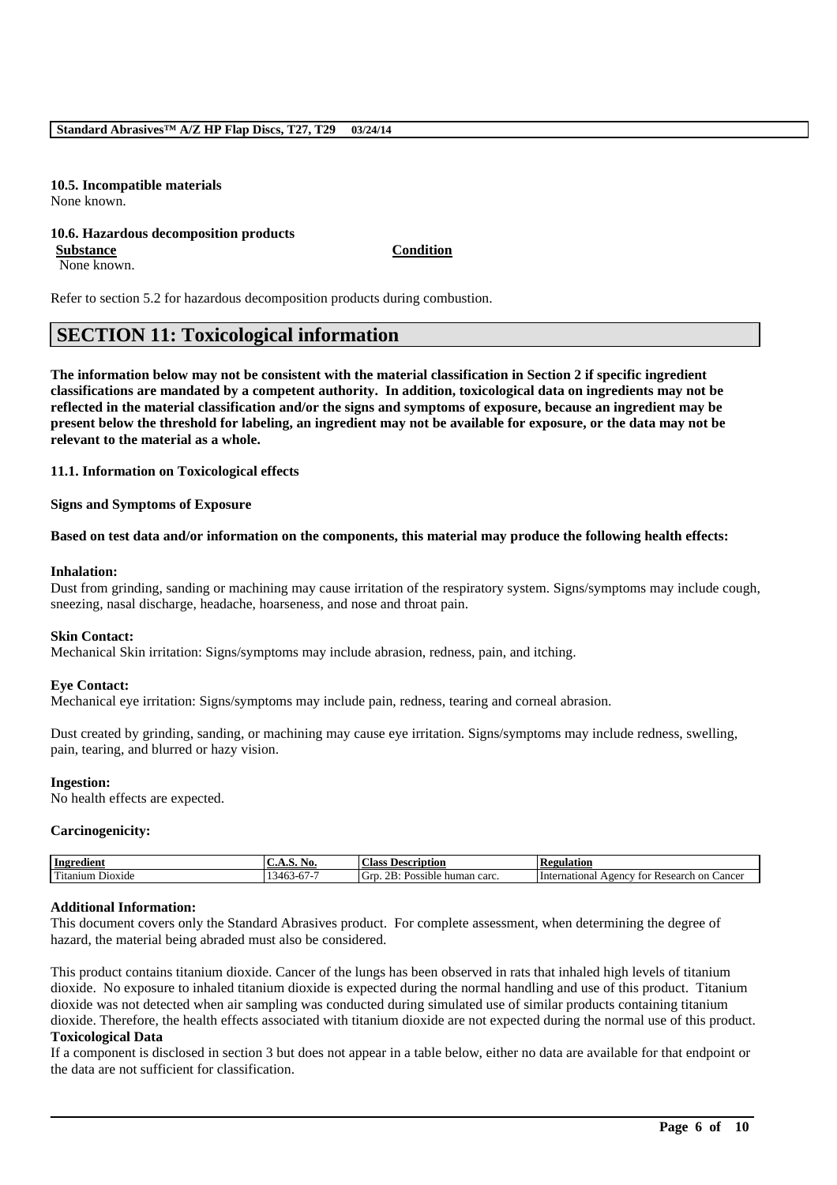**10.5. Incompatible materials**
None known.

**10.6. Hazardous decomposition products**

| **Substance** | **Condition** |
|---|---|
| None known. | |

Refer to section 5.2 for hazardous decomposition products during combustion.

## SECTION 11: Toxicological information

**The information below may not be consistent with the material classification in Section 2 if specific ingredient classifications are mandated by a competent authority. In addition, toxicological data on ingredients may not be reflected in the material classification and/or the signs and symptoms of exposure, because an ingredient may be present below the threshold for labeling, an ingredient may not be available for exposure, or the data may not be relevant to the material as a whole.**

**11.1. Information on Toxicological effects**

**Signs and Symptoms of Exposure**

**Based on test data and/or information on the components, this material may produce the following health effects:**

**Inhalation:**
Dust from grinding, sanding or machining may cause irritation of the respiratory system. Signs/symptoms may include cough, sneezing, nasal discharge, headache, hoarseness, and nose and throat pain.

**Skin Contact:**
Mechanical Skin irritation: Signs/symptoms may include abrasion, redness, pain, and itching.

**Eye Contact:**
Mechanical eye irritation: Signs/symptoms may include pain, redness, tearing and corneal abrasion.

Dust created by grinding, sanding, or machining may cause eye irritation. Signs/symptoms may include redness, swelling, pain, tearing, and blurred or hazy vision.

**Ingestion:**
No health effects are expected.

**Carcinogenicity:**

| Ingredient | C.A.S. No. | Class Description | Regulation |
|---|---|---|---|
| Titanium Dioxide | 13463-67-7 | Grp. 2B: Possible human carc. | International Agency for Research on Cancer |

**Additional Information:**
This document covers only the Standard Abrasives product. For complete assessment, when determining the degree of hazard, the material being abraded must also be considered.

This product contains titanium dioxide. Cancer of the lungs has been observed in rats that inhaled high levels of titanium dioxide. No exposure to inhaled titanium dioxide is expected during the normal handling and use of this product. Titanium dioxide was not detected when air sampling was conducted during simulated use of similar products containing titanium dioxide. Therefore, the health effects associated with titanium dioxide are not expected during the normal use of this product.

**Toxicological Data**
If a component is disclosed in section 3 but does not appear in a table below, either no data are available for that endpoint or the data are not sufficient for classification.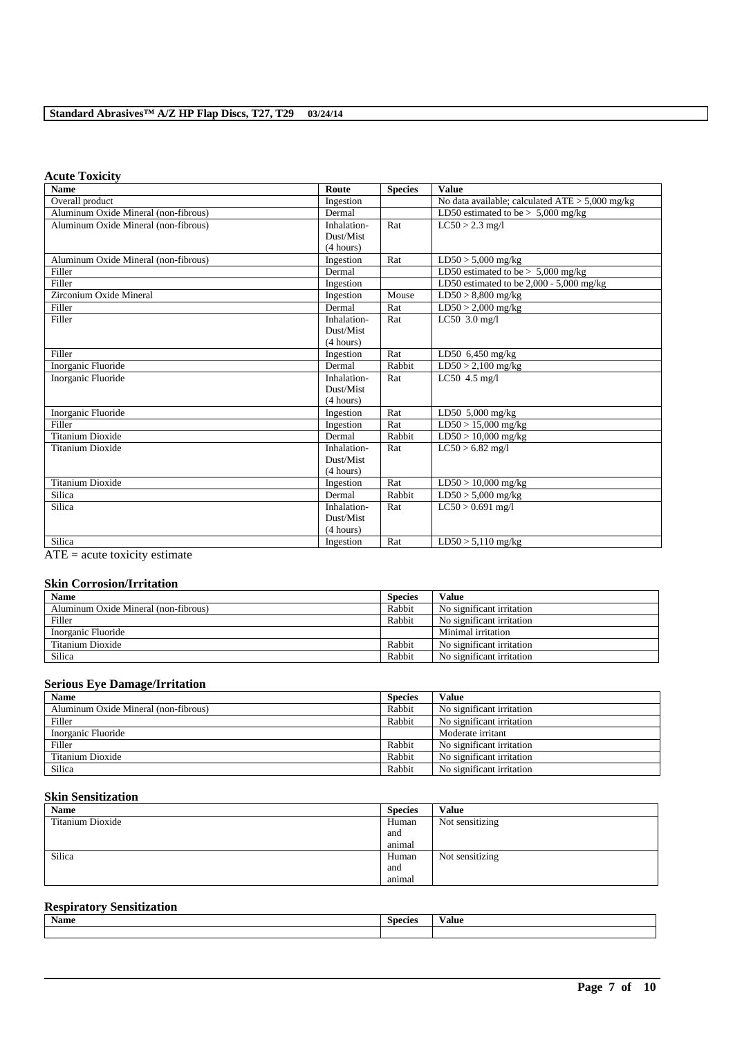### Acute Toxicity

| Name | Route | Species | Value |
|---|---|---|---|
| Overall product | Ingestion | | No data available; calculated ATE > 5,000 mg/kg |
| Aluminum Oxide Mineral (non-fibrous) | Dermal | | LD50 estimated to be > 5,000 mg/kg |
| Aluminum Oxide Mineral (non-fibrous) | Inhalation-Dust/Mist (4 hours) | Rat | LC50 > 2.3 mg/l |
| Aluminum Oxide Mineral (non-fibrous) | Ingestion | Rat | LD50 > 5,000 mg/kg |
| Filler | Dermal | | LD50 estimated to be > 5,000 mg/kg |
| Filler | Ingestion | | LD50 estimated to be 2,000 - 5,000 mg/kg |
| Zirconium Oxide Mineral | Ingestion | Mouse | LD50 > 8,800 mg/kg |
| Filler | Dermal | Rat | LD50 > 2,000 mg/kg |
| Filler | Inhalation-Dust/Mist (4 hours) | Rat | LC50 3.0 mg/l |
| Filler | Ingestion | Rat | LD50 6,450 mg/kg |
| Inorganic Fluoride | Dermal | Rabbit | LD50 > 2,100 mg/kg |
| Inorganic Fluoride | Inhalation-Dust/Mist (4 hours) | Rat | LC50 4.5 mg/l |
| Inorganic Fluoride | Ingestion | Rat | LD50 5,000 mg/kg |
| Filler | Ingestion | Rat | LD50 > 15,000 mg/kg |
| Titanium Dioxide | Dermal | Rabbit | LD50 > 10,000 mg/kg |
| Titanium Dioxide | Inhalation-Dust/Mist (4 hours) | Rat | LC50 > 6.82 mg/l |
| Titanium Dioxide | Ingestion | Rat | LD50 > 10,000 mg/kg |
| Silica | Dermal | Rabbit | LD50 > 5,000 mg/kg |
| Silica | Inhalation-Dust/Mist (4 hours) | Rat | LC50 > 0.691 mg/l |
| Silica | Ingestion | Rat | LD50 > 5,110 mg/kg |

ATE = acute toxicity estimate

### Skin Corrosion/Irritation

| Name | Species | Value |
|---|---|---|
| Aluminum Oxide Mineral (non-fibrous) | Rabbit | No significant irritation |
| Filler | Rabbit | No significant irritation |
| Inorganic Fluoride | | Minimal irritation |
| Titanium Dioxide | Rabbit | No significant irritation |
| Silica | Rabbit | No significant irritation |

### Serious Eye Damage/Irritation

| Name | Species | Value |
|---|---|---|
| Aluminum Oxide Mineral (non-fibrous) | Rabbit | No significant irritation |
| Filler | Rabbit | No significant irritation |
| Inorganic Fluoride | | Moderate irritant |
| Filler | Rabbit | No significant irritation |
| Titanium Dioxide | Rabbit | No significant irritation |
| Silica | Rabbit | No significant irritation |

### Skin Sensitization

| Name | Species | Value |
|---|---|---|
| Titanium Dioxide | Human and animal | Not sensitizing |
| Silica | Human and animal | Not sensitizing |

### Respiratory Sensitization

| Name | Species | Value |
|---|---|---|
| | | |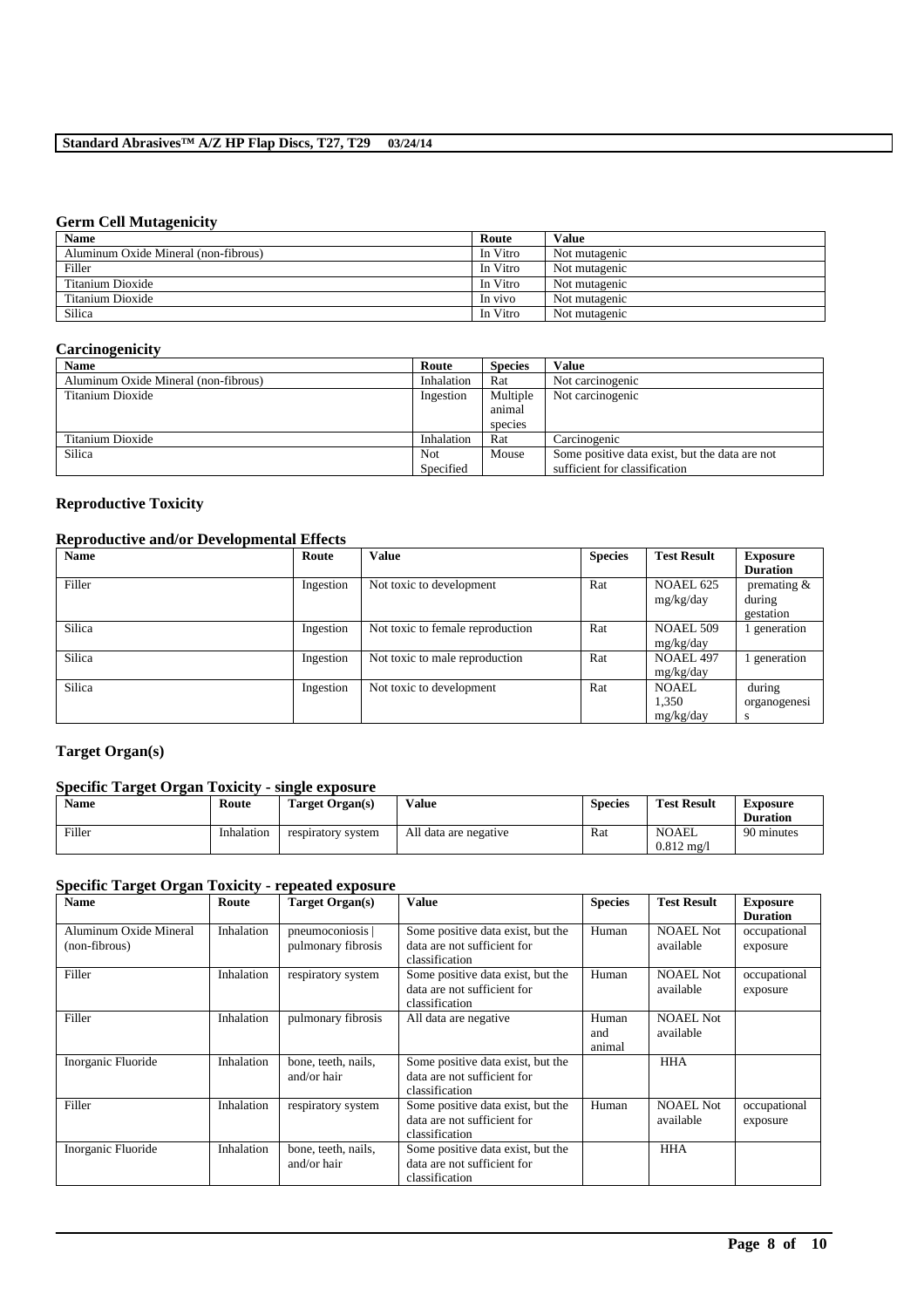## Germ Cell Mutagenicity

| Name | Route | Value |
|---|---|---|
| Aluminum Oxide Mineral (non-fibrous) | In Vitro | Not mutagenic |
| Filler | In Vitro | Not mutagenic |
| Titanium Dioxide | In Vitro | Not mutagenic |
| Titanium Dioxide | In vivo | Not mutagenic |
| Silica | In Vitro | Not mutagenic |

## Carcinogenicity

| Name | Route | Species | Value |
|---|---|---|---|
| Aluminum Oxide Mineral (non-fibrous) | Inhalation | Rat | Not carcinogenic |
| Titanium Dioxide | Ingestion | Multiple animal species | Not carcinogenic |
| Titanium Dioxide | Inhalation | Rat | Carcinogenic |
| Silica | Not Specified | Mouse | Some positive data exist, but the data are not sufficient for classification |

## Reproductive Toxicity

### Reproductive and/or Developmental Effects

| Name | Route | Value | Species | Test Result | Exposure Duration |
|---|---|---|---|---|---|
| Filler | Ingestion | Not toxic to development | Rat | NOAEL 625 mg/kg/day | premating & during gestation |
| Silica | Ingestion | Not toxic to female reproduction | Rat | NOAEL 509 mg/kg/day | 1 generation |
| Silica | Ingestion | Not toxic to male reproduction | Rat | NOAEL 497 mg/kg/day | 1 generation |
| Silica | Ingestion | Not toxic to development | Rat | NOAEL 1,350 mg/kg/day | during organogenesis |

## Target Organ(s)

### Specific Target Organ Toxicity - single exposure

| Name | Route | Target Organ(s) | Value | Species | Test Result | Exposure Duration |
|---|---|---|---|---|---|---|
| Filler | Inhalation | respiratory system | All data are negative | Rat | NOAEL 0.812 mg/l | 90 minutes |

### Specific Target Organ Toxicity - repeated exposure

| Name | Route | Target Organ(s) | Value | Species | Test Result | Exposure Duration |
|---|---|---|---|---|---|---|
| Aluminum Oxide Mineral (non-fibrous) | Inhalation | pneumoconiosis \| pulmonary fibrosis | Some positive data exist, but the data are not sufficient for classification | Human | NOAEL Not available | occupational exposure |
| Filler | Inhalation | respiratory system | Some positive data exist, but the data are not sufficient for classification | Human | NOAEL Not available | occupational exposure |
| Filler | Inhalation | pulmonary fibrosis | All data are negative | Human and animal | NOAEL Not available | |
| Inorganic Fluoride | Inhalation | bone, teeth, nails, and/or hair | Some positive data exist, but the data are not sufficient for classification | | HHA | |
| Filler | Inhalation | respiratory system | Some positive data exist, but the data are not sufficient for classification | Human | NOAEL Not available | occupational exposure |
| Inorganic Fluoride | Inhalation | bone, teeth, nails, and/or hair | Some positive data exist, but the data are not sufficient for classification | | HHA | |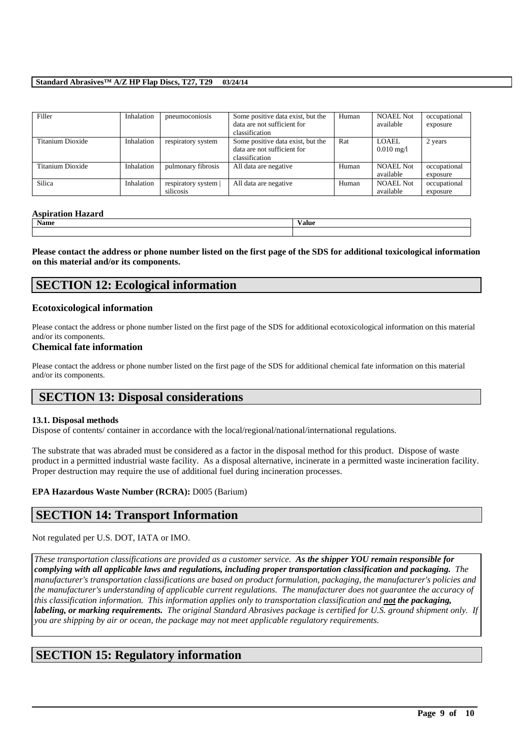| Filler | Inhalation | pneumoconiosis | Some positive data exist, but the data are not sufficient for classification | Human | NOAEL Not available | occupational exposure |
|---|---|---|---|---|---|---|
| Titanium Dioxide | Inhalation | respiratory system | Some positive data exist, but the data are not sufficient for classification | Rat | LOAEL 0.010 mg/l | 2 years |
| Titanium Dioxide | Inhalation | pulmonary fibrosis | All data are negative | Human | NOAEL Not available | occupational exposure |
| Silica | Inhalation | respiratory system \| silicosis | All data are negative | Human | NOAEL Not available | occupational exposure |

**Aspiration Hazard**

| Name | Value |
|---|---|
| | |

**Please contact the address or phone number listed on the first page of the SDS for additional toxicological information on this material and/or its components.**

## SECTION 12: Ecological information

### Ecotoxicological information

Please contact the address or phone number listed on the first page of the SDS for additional ecotoxicological information on this material and/or its components.

### Chemical fate information

Please contact the address or phone number listed on the first page of the SDS for additional chemical fate information on this material and/or its components.

## SECTION 13: Disposal considerations

**13.1. Disposal methods**

Dispose of contents/ container in accordance with the local/regional/national/international regulations.

The substrate that was abraded must be considered as a factor in the disposal method for this product. Dispose of waste product in a permitted industrial waste facility. As a disposal alternative, incinerate in a permitted waste incineration facility. Proper destruction may require the use of additional fuel during incineration processes.

**EPA Hazardous Waste Number (RCRA):** D005 (Barium)

## SECTION 14: Transport Information

Not regulated per U.S. DOT, IATA or IMO.

*These transportation classifications are provided as a customer service.* ***As the shipper YOU remain responsible for complying with all applicable laws and regulations, including proper transportation classification and packaging.*** *The manufacturer's transportation classifications are based on product formulation, packaging, the manufacturer's policies and the manufacturer's understanding of applicable current regulations. The manufacturer does not guarantee the accuracy of this classification information. This information applies only to transportation classification and* ***not the packaging, labeling, or marking requirements.*** *The original Standard Abrasives package is certified for U.S. ground shipment only. If you are shipping by air or ocean, the package may not meet applicable regulatory requirements.*

## SECTION 15: Regulatory information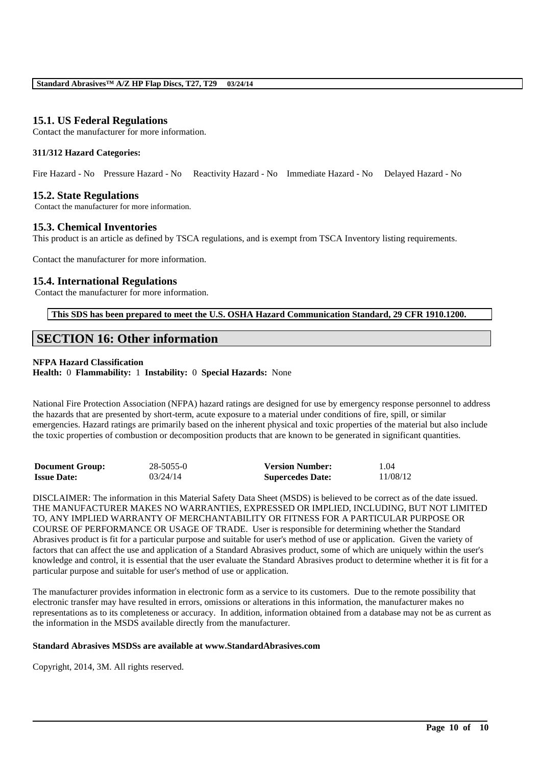## 15.1. US Federal Regulations

Contact the manufacturer for more information.

**311/312 Hazard Categories:**

Fire Hazard - No    Pressure Hazard - No    Reactivity Hazard - No    Immediate Hazard - No    Delayed Hazard - No

## 15.2. State Regulations

Contact the manufacturer for more information.

## 15.3. Chemical Inventories

This product is an article as defined by TSCA regulations, and is exempt from TSCA Inventory listing requirements.

Contact the manufacturer for more information.

## 15.4. International Regulations

Contact the manufacturer for more information.

**This SDS has been prepared to meet the U.S. OSHA Hazard Communication Standard, 29 CFR 1910.1200.**

# SECTION 16: Other information

**NFPA Hazard Classification**

**Health:** 0 **Flammability:** 1 **Instability:** 0 **Special Hazards:** None

National Fire Protection Association (NFPA) hazard ratings are designed for use by emergency response personnel to address the hazards that are presented by short-term, acute exposure to a material under conditions of fire, spill, or similar emergencies. Hazard ratings are primarily based on the inherent physical and toxic properties of the material but also include the toxic properties of combustion or decomposition products that are known to be generated in significant quantities.

| | | | |
|---|---|---|---|
| **Document Group:** | 28-5055-0 | **Version Number:** | 1.04 |
| **Issue Date:** | 03/24/14 | **Supercedes Date:** | 11/08/12 |

DISCLAIMER: The information in this Material Safety Data Sheet (MSDS) is believed to be correct as of the date issued. THE MANUFACTURER MAKES NO WARRANTIES, EXPRESSED OR IMPLIED, INCLUDING, BUT NOT LIMITED TO, ANY IMPLIED WARRANTY OF MERCHANTABILITY OR FITNESS FOR A PARTICULAR PURPOSE OR COURSE OF PERFORMANCE OR USAGE OF TRADE. User is responsible for determining whether the Standard Abrasives product is fit for a particular purpose and suitable for user's method of use or application. Given the variety of factors that can affect the use and application of a Standard Abrasives product, some of which are uniquely within the user's knowledge and control, it is essential that the user evaluate the Standard Abrasives product to determine whether it is fit for a particular purpose and suitable for user's method of use or application.

The manufacturer provides information in electronic form as a service to its customers. Due to the remote possibility that electronic transfer may have resulted in errors, omissions or alterations in this information, the manufacturer makes no representations as to its completeness or accuracy. In addition, information obtained from a database may not be as current as the information in the MSDS available directly from the manufacturer.

**Standard Abrasives MSDSs are available at www.StandardAbrasives.com**

Copyright, 2014, 3M. All rights reserved.